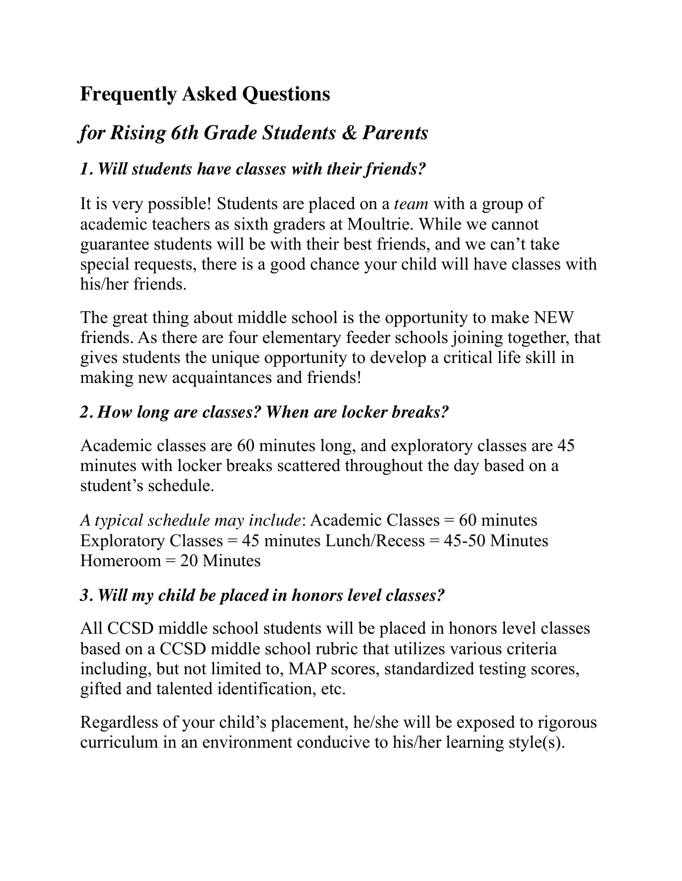# Frequently Asked Questions

## *for Rising 6th Grade Students & Parents*

### *1. Will students have classes with their friends?*

It is very possible! Students are placed on a *team* with a group of academic teachers as sixth graders at Moultrie. While we cannot guarantee students will be with their best friends, and we can't take special requests, there is a good chance your child will have classes with his/her friends.

The great thing about middle school is the opportunity to make NEW friends. As there are four elementary feeder schools joining together, that gives students the unique opportunity to develop a critical life skill in making new acquaintances and friends!

### *2. How long are classes? When are locker breaks?*

Academic classes are 60 minutes long, and exploratory classes are 45 minutes with locker breaks scattered throughout the day based on a student's schedule.

*A typical schedule may include*: Academic Classes = 60 minutes Exploratory Classes = 45 minutes Lunch/Recess = 45-50 Minutes Homeroom = 20 Minutes

### *3. Will my child be placed in honors level classes?*

All CCSD middle school students will be placed in honors level classes based on a CCSD middle school rubric that utilizes various criteria including, but not limited to, MAP scores, standardized testing scores, gifted and talented identification, etc.

Regardless of your child's placement, he/she will be exposed to rigorous curriculum in an environment conducive to his/her learning style(s).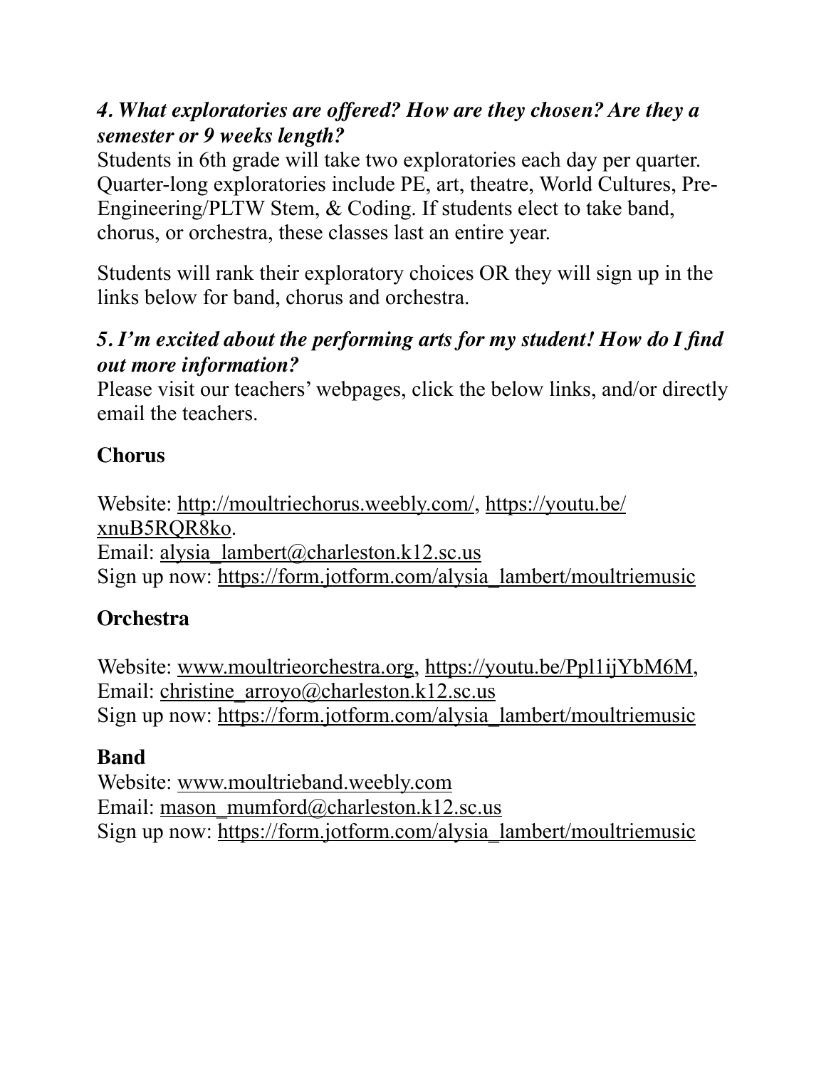### *4. What exploratories are offered? How are they chosen? Are they a semester or 9 weeks length?*

Students in 6th grade will take two exploratories each day per quarter. Quarter-long exploratories include PE, art, theatre, World Cultures, Pre-Engineering/PLTW Stem, & Coding. If students elect to take band, chorus, or orchestra, these classes last an entire year.

Students will rank their exploratory choices OR they will sign up in the links below for band, chorus and orchestra.

### *5. I'm excited about the performing arts for my student! How do I find out more information?*

Please visit our teachers' webpages, click the below links, and/or directly email the teachers.

**Chorus**

Website: http://moultriechorus.weebly.com/, https://youtu.be/xnuB5RQR8ko.
Email: alysia_lambert@charleston.k12.sc.us
Sign up now: https://form.jotform.com/alysia_lambert/moultriemusic

**Orchestra**

Website: www.moultrieorchestra.org, https://youtu.be/Ppl1ijYbM6M,
Email: christine_arroyo@charleston.k12.sc.us
Sign up now: https://form.jotform.com/alysia_lambert/moultriemusic

**Band**

Website: www.moultrieband.weebly.com
Email: mason_mumford@charleston.k12.sc.us
Sign up now: https://form.jotform.com/alysia_lambert/moultriemusic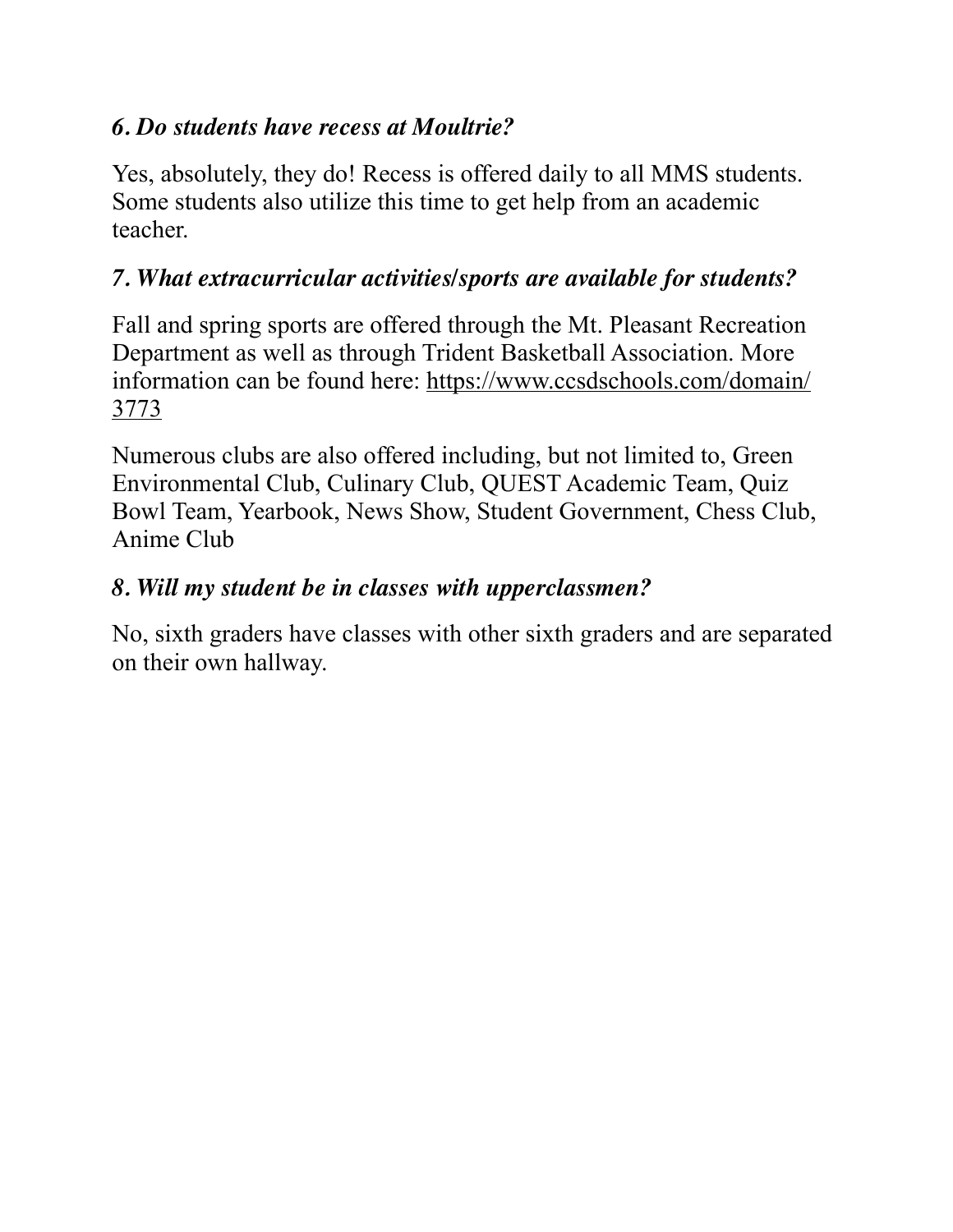### *6. Do students have recess at Moultrie?*

Yes, absolutely, they do! Recess is offered daily to all MMS students. Some students also utilize this time to get help from an academic teacher.

### *7. What extracurricular activities/sports are available for students?*

Fall and spring sports are offered through the Mt. Pleasant Recreation Department as well as through Trident Basketball Association. More information can be found here: https://www.ccsdschools.com/domain/3773

Numerous clubs are also offered including, but not limited to, Green Environmental Club, Culinary Club, QUEST Academic Team, Quiz Bowl Team, Yearbook, News Show, Student Government, Chess Club, Anime Club

### *8. Will my student be in classes with upperclassmen?*

No, sixth graders have classes with other sixth graders and are separated on their own hallway.